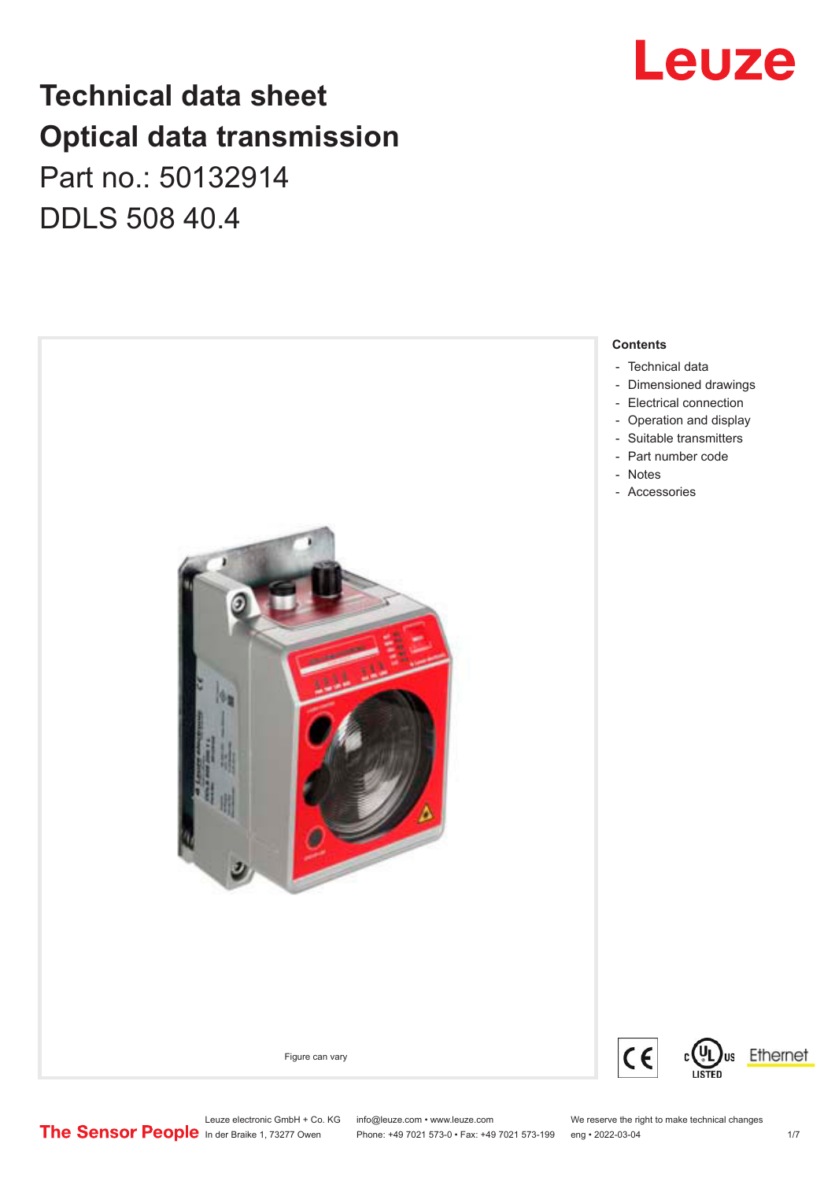# Technical data sheet
# Optical data transmission

Part no.: 50132914

DDLS 508 40.4

Figure can vary

**Contents**

- Technical data
- Dimensioned drawings
- Electrical connection
- Operation and display
- Suitable transmitters
- Part number code
- Notes
- Accessories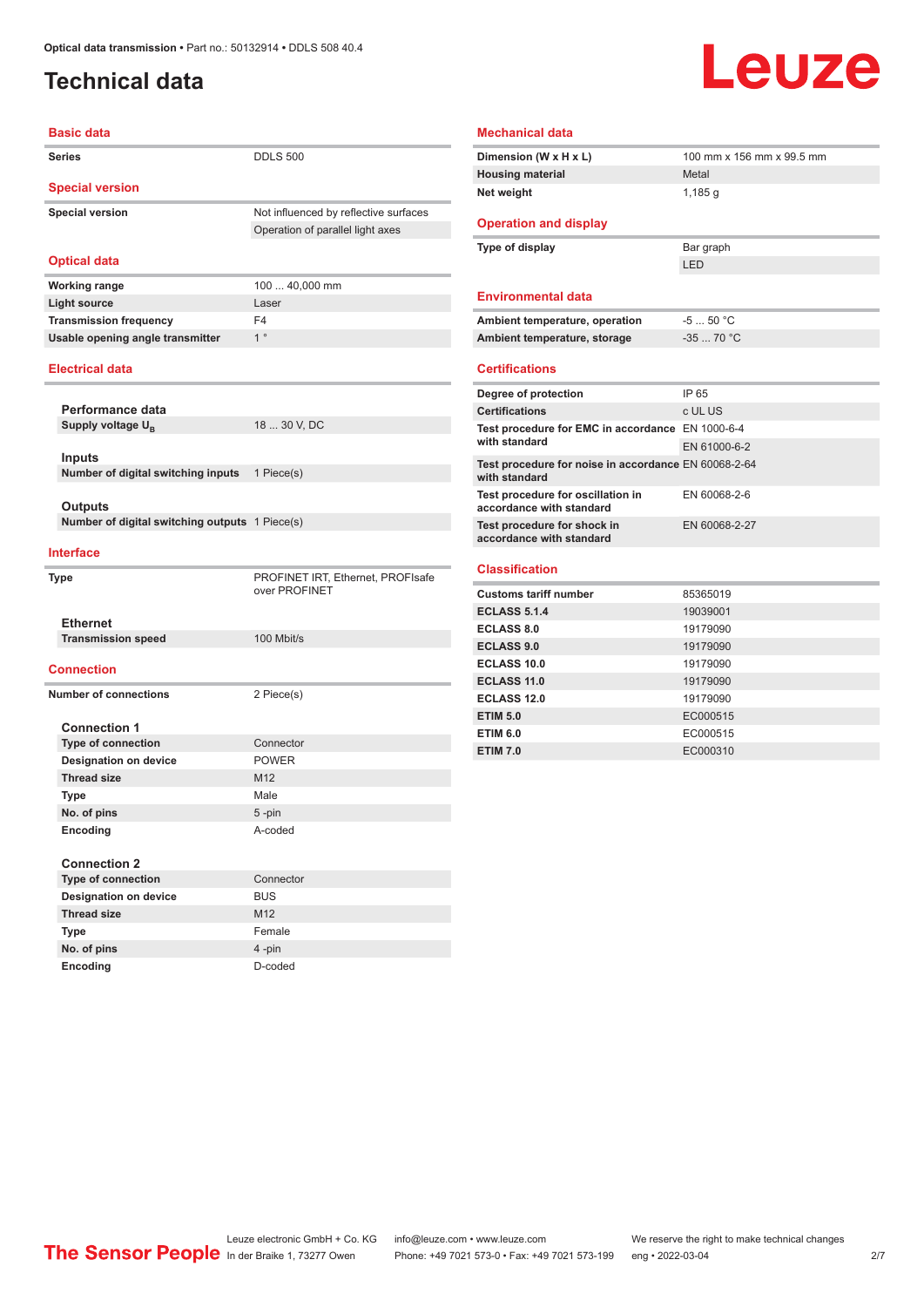# Technical data

## Basic data

| | |
|---|---|
| Series | DDLS 500 |

## Special version

| | |
|---|---|
| Special version | Not influenced by reflective surfaces |
| | Operation of parallel light axes |

## Optical data

| | |
|---|---|
| Working range | 100 ... 40,000 mm |
| Light source | Laser |
| Transmission frequency | F4 |
| Usable opening angle transmitter | 1 ° |

## Electrical data

### Performance data

| | |
|---|---|
| Supply voltage $U_B$ | 18 ... 30 V, DC |

### Inputs

| | |
|---|---|
| Number of digital switching inputs | 1 Piece(s) |

### Outputs

| | |
|---|---|
| Number of digital switching outputs | 1 Piece(s) |

## Interface

| | |
|---|---|
| Type | PROFINET IRT, Ethernet, PROFIsafe over PROFINET |

### Ethernet

| | |
|---|---|
| Transmission speed | 100 Mbit/s |

## Connection

| | |
|---|---|
| Number of connections | 2 Piece(s) |

### Connection 1

| | |
|---|---|
| Type of connection | Connector |
| Designation on device | POWER |
| Thread size | M12 |
| Type | Male |
| No. of pins | 5 -pin |
| Encoding | A-coded |

### Connection 2

| | |
|---|---|
| Type of connection | Connector |
| Designation on device | BUS |
| Thread size | M12 |
| Type | Female |
| No. of pins | 4 -pin |
| Encoding | D-coded |

## Mechanical data

| | |
|---|---|
| Dimension (W x H x L) | 100 mm x 156 mm x 99.5 mm |
| Housing material | Metal |
| Net weight | 1,185 g |

## Operation and display

| | |
|---|---|
| Type of display | Bar graph |
| | LED |

## Environmental data

| | |
|---|---|
| Ambient temperature, operation | -5 ... 50 °C |
| Ambient temperature, storage | -35 ... 70 °C |

## Certifications

| | |
|---|---|
| Degree of protection | IP 65 |
| Certifications | c UL US |
| Test procedure for EMC in accordance with standard | EN 1000-6-4 |
| | EN 61000-6-2 |
| Test procedure for noise in accordance with standard | EN 60068-2-64 |
| Test procedure for oscillation in accordance with standard | EN 60068-2-6 |
| Test procedure for shock in accordance with standard | EN 60068-2-27 |

## Classification

| | |
|---|---|
| Customs tariff number | 85365019 |
| ECLASS 5.1.4 | 19039001 |
| ECLASS 8.0 | 19179090 |
| ECLASS 9.0 | 19179090 |
| ECLASS 10.0 | 19179090 |
| ECLASS 11.0 | 19179090 |
| ECLASS 12.0 | 19179090 |
| ETIM 5.0 | EC000515 |
| ETIM 6.0 | EC000515 |
| ETIM 7.0 | EC000310 |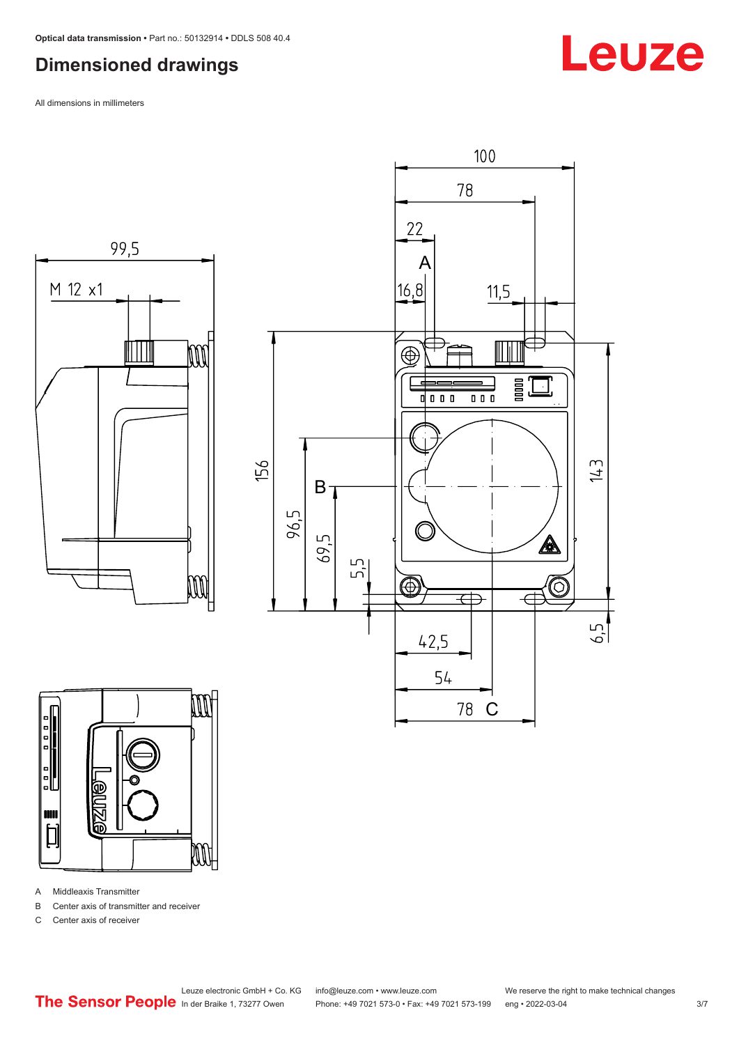## Dimensioned drawings

All dimensions in millimeters

A Middleaxis Transmitter

B Center axis of transmitter and receiver

C Center axis of receiver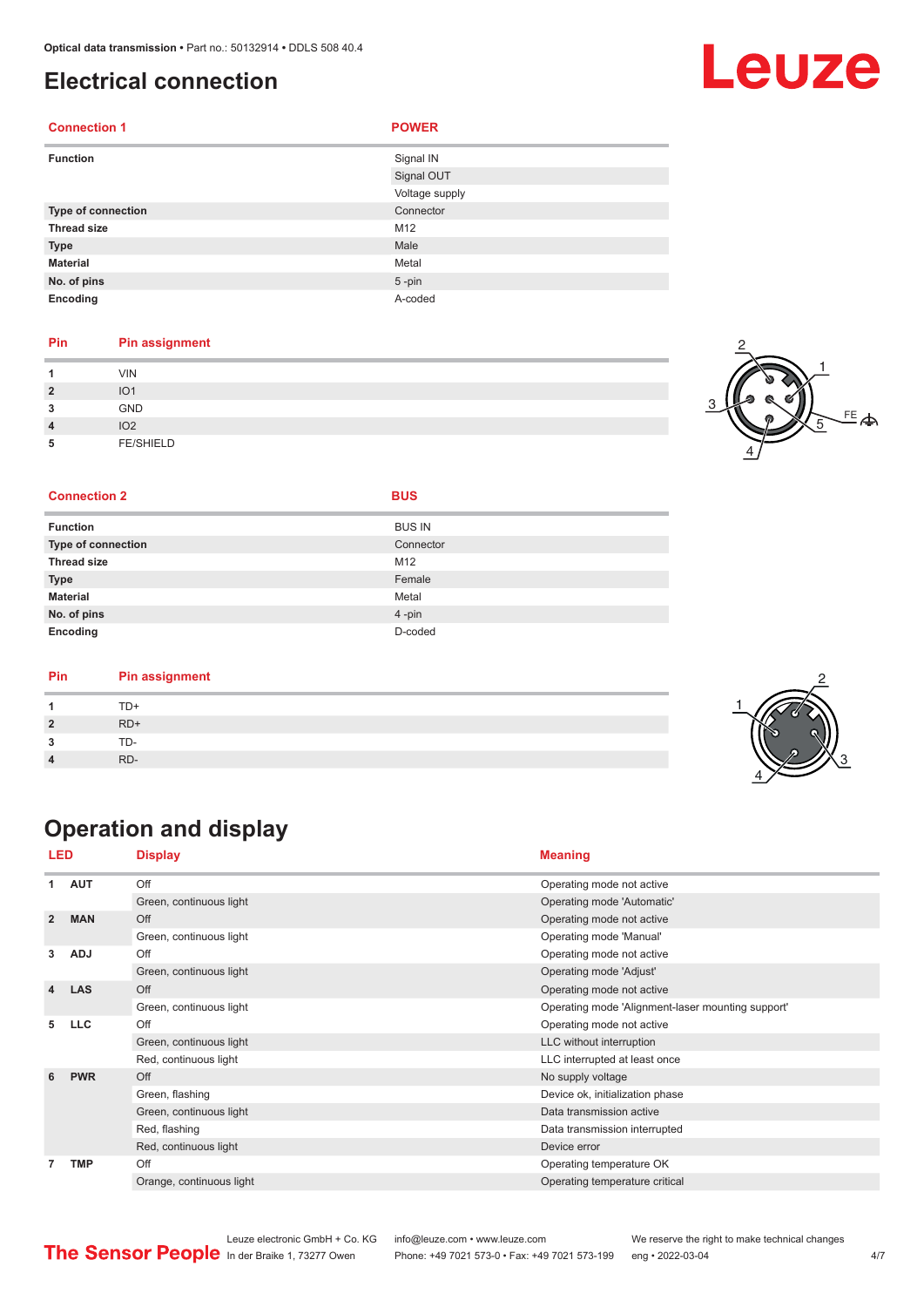## Electrical connection

| Connection 1 | POWER |
|---|---|
| Function | Signal IN |
| | Signal OUT |
| | Voltage supply |
| Type of connection | Connector |
| Thread size | M12 |
| Type | Male |
| Material | Metal |
| No. of pins | 5 -pin |
| Encoding | A-coded |

| Pin | Pin assignment |
|---|---|
| 1 | VIN |
| 2 | IO1 |
| 3 | GND |
| 4 | IO2 |
| 5 | FE/SHIELD |

| Connection 2 | BUS |
|---|---|
| Function | BUS IN |
| Type of connection | Connector |
| Thread size | M12 |
| Type | Female |
| Material | Metal |
| No. of pins | 4 -pin |
| Encoding | D-coded |

| Pin | Pin assignment |
|---|---|
| 1 | TD+ |
| 2 | RD+ |
| 3 | TD- |
| 4 | RD- |

## Operation and display

| LED | | Display | Meaning |
|---|---|---|---|
| 1 | AUT | Off | Operating mode not active |
| | | Green, continuous light | Operating mode 'Automatic' |
| 2 | MAN | Off | Operating mode not active |
| | | Green, continuous light | Operating mode 'Manual' |
| 3 | ADJ | Off | Operating mode not active |
| | | Green, continuous light | Operating mode 'Adjust' |
| 4 | LAS | Off | Operating mode not active |
| | | Green, continuous light | Operating mode 'Alignment-laser mounting support' |
| 5 | LLC | Off | Operating mode not active |
| | | Green, continuous light | LLC without interruption |
| | | Red, continuous light | LLC interrupted at least once |
| 6 | PWR | Off | No supply voltage |
| | | Green, flashing | Device ok, initialization phase |
| | | Green, continuous light | Data transmission active |
| | | Red, flashing | Data transmission interrupted |
| | | Red, continuous light | Device error |
| 7 | TMP | Off | Operating temperature OK |
| | | Orange, continuous light | Operating temperature critical |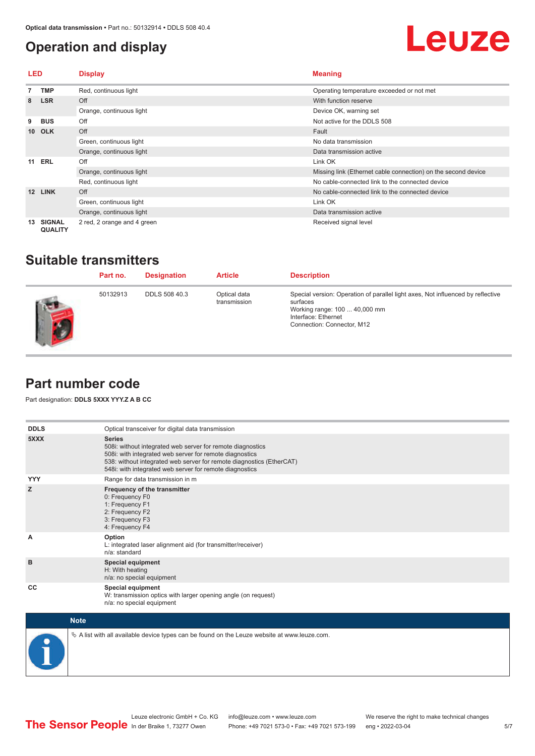## Operation and display

| LED | | Display | Meaning |
|---|---|---|---|
| 7 | TMP | Red, continuous light | Operating temperature exceeded or not met |
| 8 | LSR | Off | With function reserve |
| | | Orange, continuous light | Device OK, warning set |
| 9 | BUS | Off | Not active for the DDLS 508 |
| 10 | OLK | Off | Fault |
| | | Green, continuous light | No data transmission |
| | | Orange, continuous light | Data transmission active |
| 11 | ERL | Off | Link OK |
| | | Orange, continuous light | Missing link (Ethernet cable connection) on the second device |
| | | Red, continuous light | No cable-connected link to the connected device |
| 12 | LINK | Off | No cable-connected link to the connected device |
| | | Green, continuous light | Link OK |
| | | Orange, continuous light | Data transmission active |
| 13 | SIGNAL QUALITY | 2 red, 2 orange and 4 green | Received signal level |

## Suitable transmitters

| Part no. | Designation | Article | Description |
|---|---|---|---|
| 50132913 | DDLS 508 40.3 | Optical data transmission | Special version: Operation of parallel light axes, Not influenced by reflective surfaces<br>Working range: 100 ... 40,000 mm<br>Interface: Ethernet<br>Connection: Connector, M12 |

## Part number code

Part designation: **DDLS 5XXX YYY.Z A B CC**

| | |
|---|---|
| **DDLS** | Optical transceiver for digital data transmission |
| **5XXX** | **Series**<br>508i: without integrated web server for remote diagnostics<br>508i: with integrated web server for remote diagnostics<br>538: without integrated web server for remote diagnostics (EtherCAT)<br>548i: with integrated web server for remote diagnostics |
| **YYY** | Range for data transmission in m |
| **Z** | **Frequency of the transmitter**<br>0: Frequency F0<br>1: Frequency F1<br>2: Frequency F2<br>3: Frequency F3<br>4: Frequency F4 |
| **A** | **Option**<br>L: integrated laser alignment aid (for transmitter/receiver)<br>n/a: standard |
| **B** | **Special equipment**<br>H: With heating<br>n/a: no special equipment |
| **CC** | **Special equipment**<br>W: transmission optics with larger opening angle (on request)<br>n/a: no special equipment |

**Note**

↳ A list with all available device types can be found on the Leuze website at www.leuze.com.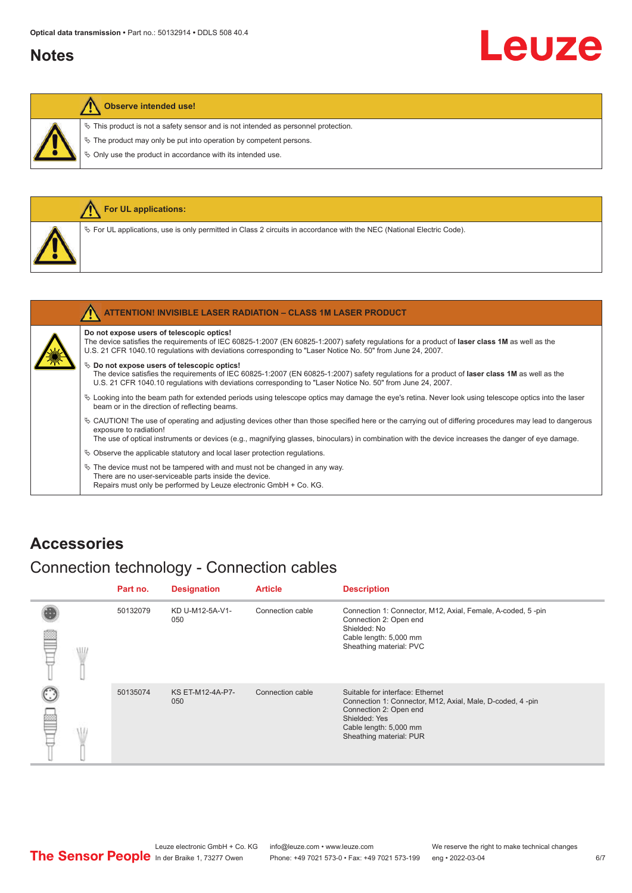## Notes

**Observe intended use!**

- ✎ This product is not a safety sensor and is not intended as personnel protection.
- ✎ The product may only be put into operation by competent persons.
- ✎ Only use the product in accordance with its intended use.

**For UL applications:**

- ✎ For UL applications, use is only permitted in Class 2 circuits in accordance with the NEC (National Electric Code).

**ATTENTION! INVISIBLE LASER RADIATION – CLASS 1M LASER PRODUCT**

**Do not expose users of telescopic optics!**
The device satisfies the requirements of IEC 60825-1:2007 (EN 60825-1:2007) safety regulations for a product of **laser class 1M** as well as the U.S. 21 CFR 1040.10 regulations with deviations corresponding to "Laser Notice No. 50" from June 24, 2007.

- ✎ **Do not expose users of telescopic optics!**
  The device satisfies the requirements of IEC 60825-1:2007 (EN 60825-1:2007) safety regulations for a product of **laser class 1M** as well as the U.S. 21 CFR 1040.10 regulations with deviations corresponding to "Laser Notice No. 50" from June 24, 2007.
- ✎ Looking into the beam path for extended periods using telescope optics may damage the eye's retina. Never look using telescope optics into the laser beam or in the direction of reflecting beams.
- ✎ CAUTION! The use of operating and adjusting devices other than those specified here or the carrying out of differing procedures may lead to dangerous exposure to radiation!
  The use of optical instruments or devices (e.g., magnifying glasses, binoculars) in combination with the device increases the danger of eye damage.
- ✎ Observe the applicable statutory and local laser protection regulations.
- ✎ The device must not be tampered with and must not be changed in any way.
  There are no user-serviceable parts inside the device.
  Repairs must only be performed by Leuze electronic GmbH + Co. KG.

## Accessories

### Connection technology - Connection cables

| Part no. | Designation | Article | Description |
|---|---|---|---|
| 50132079 | KD U-M12-5A-V1-050 | Connection cable | Connection 1: Connector, M12, Axial, Female, A-coded, 5 -pin<br>Connection 2: Open end<br>Shielded: No<br>Cable length: 5,000 mm<br>Sheathing material: PVC |
| 50135074 | KS ET-M12-4A-P7-050 | Connection cable | Suitable for interface: Ethernet<br>Connection 1: Connector, M12, Axial, Male, D-coded, 4 -pin<br>Connection 2: Open end<br>Shielded: Yes<br>Cable length: 5,000 mm<br>Sheathing material: PUR |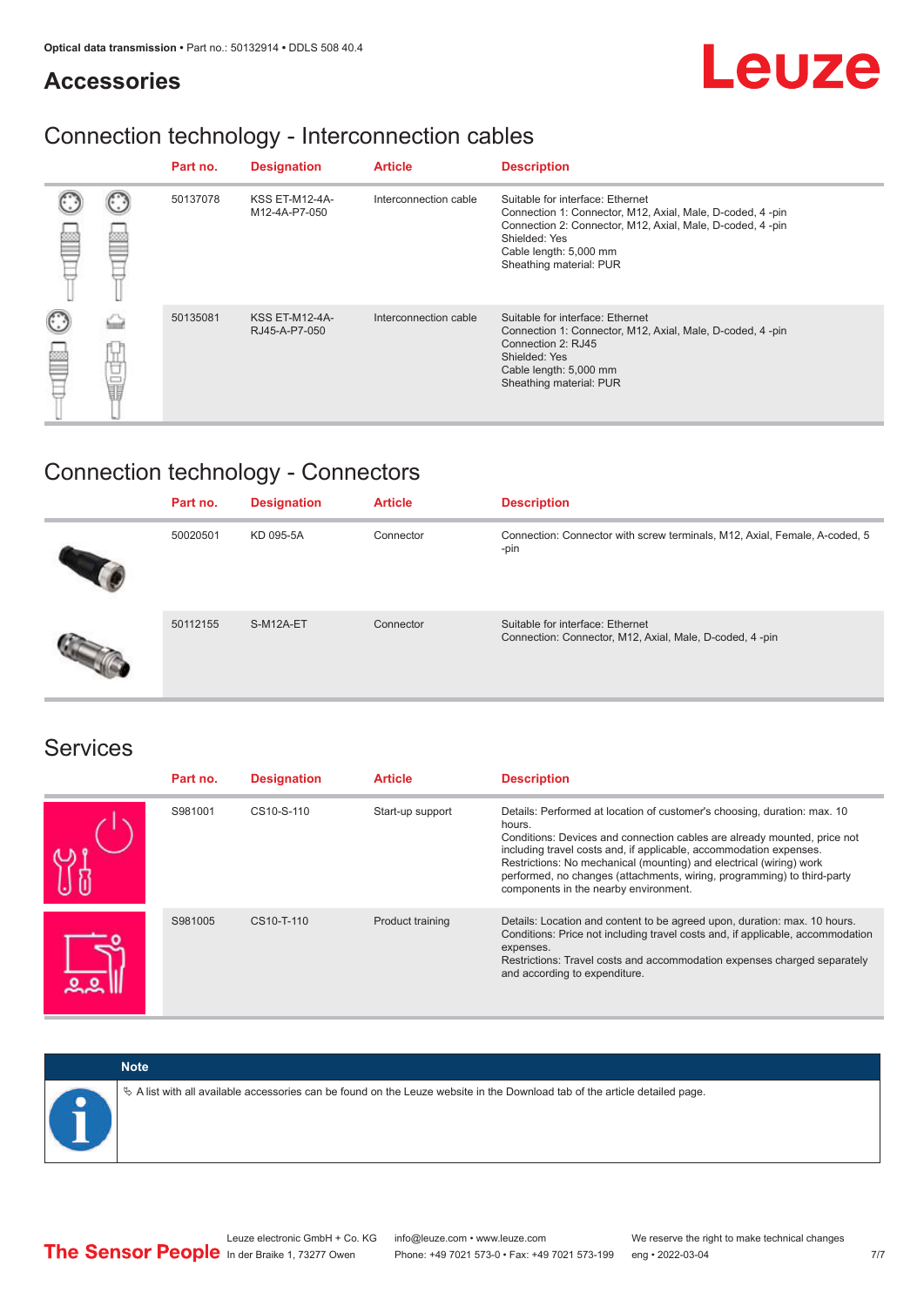# Accessories

## Connection technology - Interconnection cables

| | Part no. | Designation | Article | Description |
|---|---|---|---|---|
| | 50137078 | KSS ET-M12-4A-M12-4A-P7-050 | Interconnection cable | Suitable for interface: Ethernet<br>Connection 1: Connector, M12, Axial, Male, D-coded, 4 -pin<br>Connection 2: Connector, M12, Axial, Male, D-coded, 4 -pin<br>Shielded: Yes<br>Cable length: 5,000 mm<br>Sheathing material: PUR |
| | 50135081 | KSS ET-M12-4A-RJ45-A-P7-050 | Interconnection cable | Suitable for interface: Ethernet<br>Connection 1: Connector, M12, Axial, Male, D-coded, 4 -pin<br>Connection 2: RJ45<br>Shielded: Yes<br>Cable length: 5,000 mm<br>Sheathing material: PUR |

## Connection technology - Connectors

| | Part no. | Designation | Article | Description |
|---|---|---|---|---|
| | 50020501 | KD 095-5A | Connector | Connection: Connector with screw terminals, M12, Axial, Female, A-coded, 5 -pin |
| | 50112155 | S-M12A-ET | Connector | Suitable for interface: Ethernet<br>Connection: Connector, M12, Axial, Male, D-coded, 4 -pin |

## Services

| | Part no. | Designation | Article | Description |
|---|---|---|---|---|
| | S981001 | CS10-S-110 | Start-up support | Details: Performed at location of customer's choosing, duration: max. 10 hours.<br>Conditions: Devices and connection cables are already mounted, price not including travel costs and, if applicable, accommodation expenses.<br>Restrictions: No mechanical (mounting) and electrical (wiring) work performed, no changes (attachments, wiring, programming) to third-party components in the nearby environment. |
| | S981005 | CS10-T-110 | Product training | Details: Location and content to be agreed upon, duration: max. 10 hours.<br>Conditions: Price not including travel costs and, if applicable, accommodation expenses.<br>Restrictions: Travel costs and accommodation expenses charged separately and according to expenditure. |

**Note**

↳ A list with all available accessories can be found on the Leuze website in the Download tab of the article detailed page.